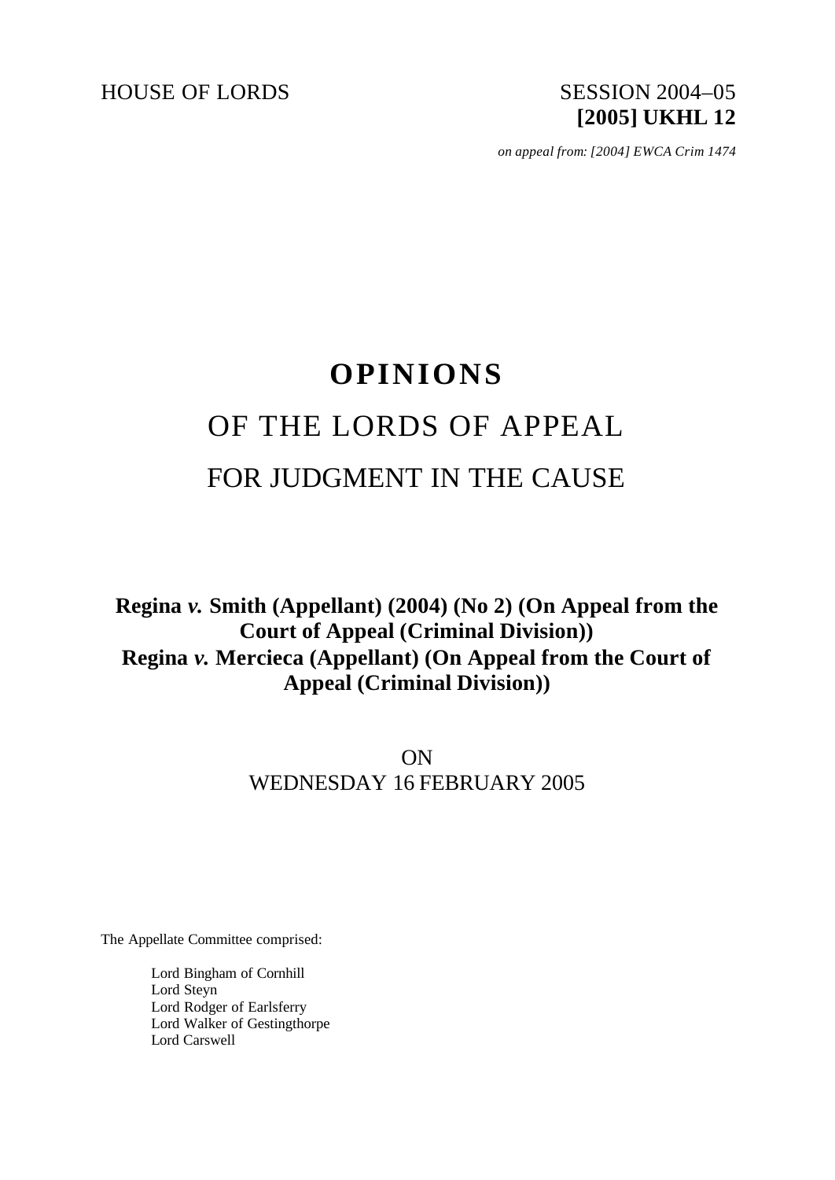HOUSE OF LORDS

SESSION 2004–05
**[2005] UKHL 12**

*on appeal from: [2004] EWCA Crim 1474*

# OPINIONS

## OF THE LORDS OF APPEAL

## FOR JUDGMENT IN THE CAUSE

**Regina *v.* Smith (Appellant) (2004) (No 2) (On Appeal from the Court of Appeal (Criminal Division))**
**Regina *v.* Mercieca (Appellant) (On Appeal from the Court of Appeal (Criminal Division))**

ON
WEDNESDAY 16 FEBRUARY 2005

The Appellate Committee comprised:

Lord Bingham of Cornhill
Lord Steyn
Lord Rodger of Earlsferry
Lord Walker of Gestingthorpe
Lord Carswell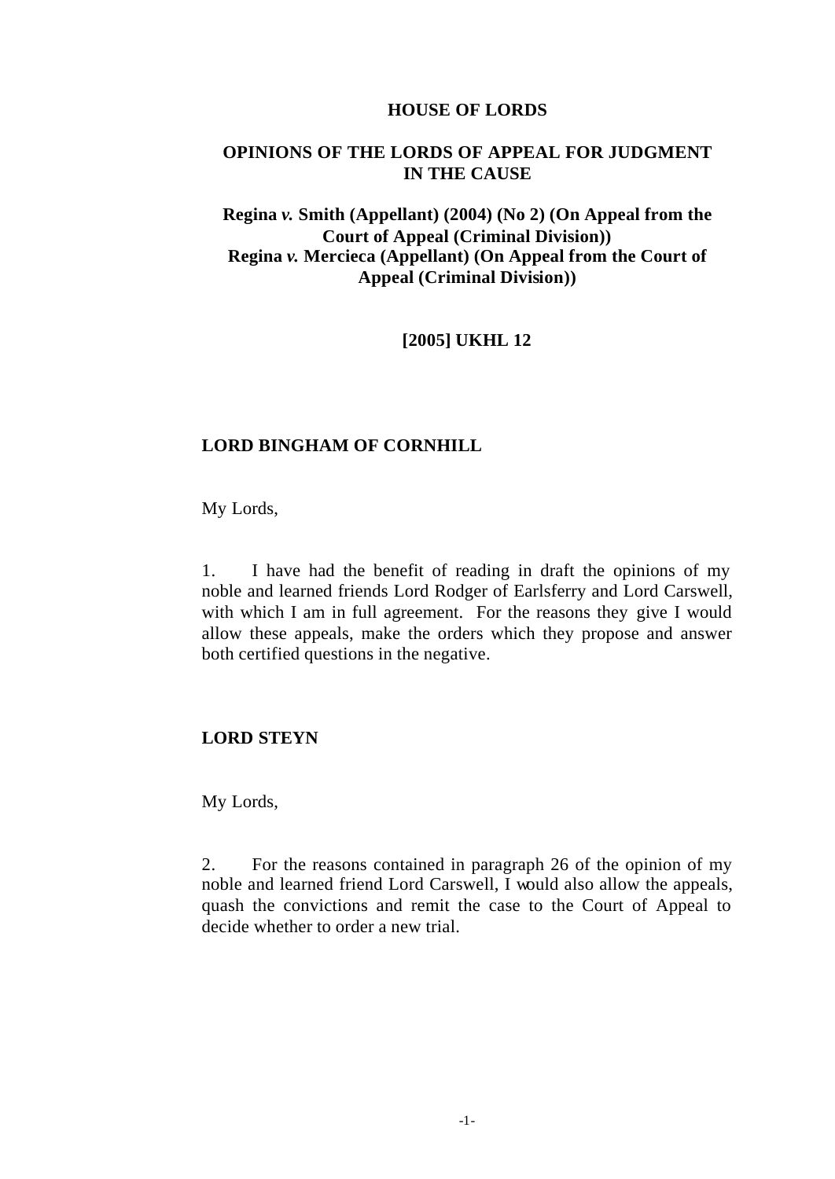# HOUSE OF LORDS

## OPINIONS OF THE LORDS OF APPEAL FOR JUDGMENT IN THE CAUSE

**Regina *v.* Smith (Appellant) (2004) (No 2) (On Appeal from the Court of Appeal (Criminal Division))**
**Regina *v.* Mercieca (Appellant) (On Appeal from the Court of Appeal (Criminal Division))**

**[2005] UKHL 12**

### LORD BINGHAM OF CORNHILL

My Lords,

1. I have had the benefit of reading in draft the opinions of my noble and learned friends Lord Rodger of Earlsferry and Lord Carswell, with which I am in full agreement. For the reasons they give I would allow these appeals, make the orders which they propose and answer both certified questions in the negative.

### LORD STEYN

My Lords,

2. For the reasons contained in paragraph 26 of the opinion of my noble and learned friend Lord Carswell, I would also allow the appeals, quash the convictions and remit the case to the Court of Appeal to decide whether to order a new trial.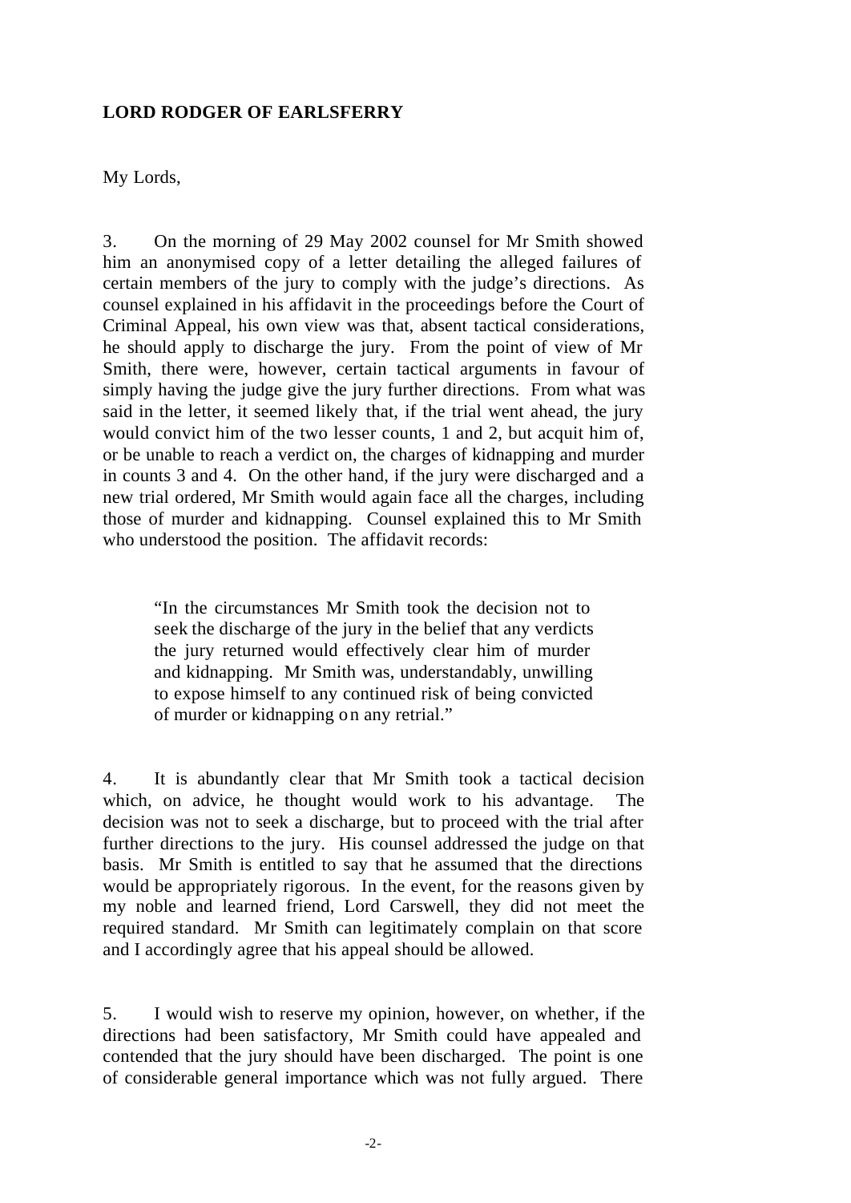**LORD RODGER OF EARLSFERRY**

My Lords,

3. On the morning of 29 May 2002 counsel for Mr Smith showed him an anonymised copy of a letter detailing the alleged failures of certain members of the jury to comply with the judge's directions. As counsel explained in his affidavit in the proceedings before the Court of Criminal Appeal, his own view was that, absent tactical considerations, he should apply to discharge the jury. From the point of view of Mr Smith, there were, however, certain tactical arguments in favour of simply having the judge give the jury further directions. From what was said in the letter, it seemed likely that, if the trial went ahead, the jury would convict him of the two lesser counts, 1 and 2, but acquit him of, or be unable to reach a verdict on, the charges of kidnapping and murder in counts 3 and 4. On the other hand, if the jury were discharged and a new trial ordered, Mr Smith would again face all the charges, including those of murder and kidnapping. Counsel explained this to Mr Smith who understood the position. The affidavit records:

> "In the circumstances Mr Smith took the decision not to seek the discharge of the jury in the belief that any verdicts the jury returned would effectively clear him of murder and kidnapping. Mr Smith was, understandably, unwilling to expose himself to any continued risk of being convicted of murder or kidnapping on any retrial."

4. It is abundantly clear that Mr Smith took a tactical decision which, on advice, he thought would work to his advantage. The decision was not to seek a discharge, but to proceed with the trial after further directions to the jury. His counsel addressed the judge on that basis. Mr Smith is entitled to say that he assumed that the directions would be appropriately rigorous. In the event, for the reasons given by my noble and learned friend, Lord Carswell, they did not meet the required standard. Mr Smith can legitimately complain on that score and I accordingly agree that his appeal should be allowed.

5. I would wish to reserve my opinion, however, on whether, if the directions had been satisfactory, Mr Smith could have appealed and contended that the jury should have been discharged. The point is one of considerable general importance which was not fully argued. There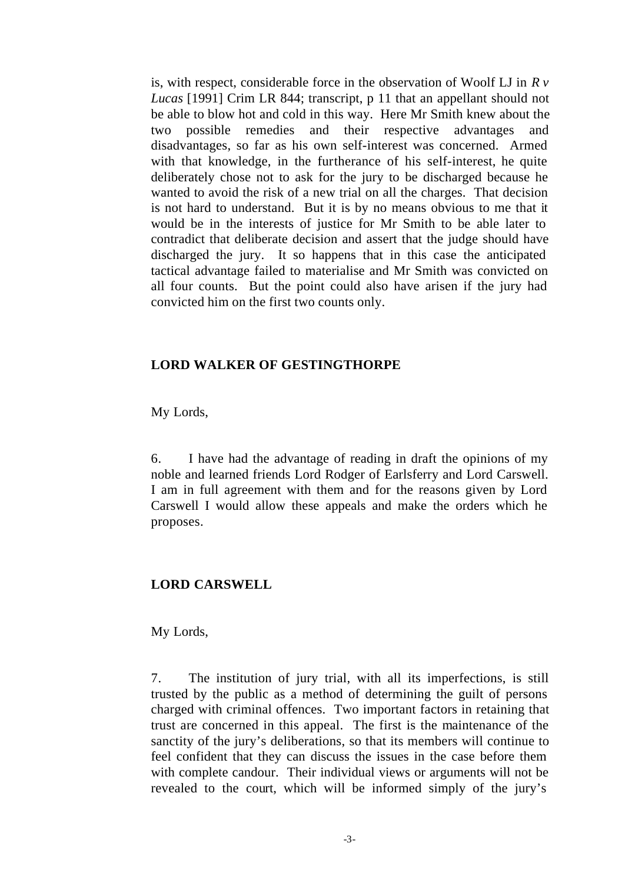is, with respect, considerable force in the observation of Woolf LJ in *R v Lucas* [1991] Crim LR 844; transcript, p 11 that an appellant should not be able to blow hot and cold in this way. Here Mr Smith knew about the two possible remedies and their respective advantages and disadvantages, so far as his own self-interest was concerned. Armed with that knowledge, in the furtherance of his self-interest, he quite deliberately chose not to ask for the jury to be discharged because he wanted to avoid the risk of a new trial on all the charges. That decision is not hard to understand. But it is by no means obvious to me that it would be in the interests of justice for Mr Smith to be able later to contradict that deliberate decision and assert that the judge should have discharged the jury. It so happens that in this case the anticipated tactical advantage failed to materialise and Mr Smith was convicted on all four counts. But the point could also have arisen if the jury had convicted him on the first two counts only.

**LORD WALKER OF GESTINGTHORPE**

My Lords,

6. I have had the advantage of reading in draft the opinions of my noble and learned friends Lord Rodger of Earlsferry and Lord Carswell. I am in full agreement with them and for the reasons given by Lord Carswell I would allow these appeals and make the orders which he proposes.

**LORD CARSWELL**

My Lords,

7. The institution of jury trial, with all its imperfections, is still trusted by the public as a method of determining the guilt of persons charged with criminal offences. Two important factors in retaining that trust are concerned in this appeal. The first is the maintenance of the sanctity of the jury's deliberations, so that its members will continue to feel confident that they can discuss the issues in the case before them with complete candour. Their individual views or arguments will not be revealed to the court, which will be informed simply of the jury's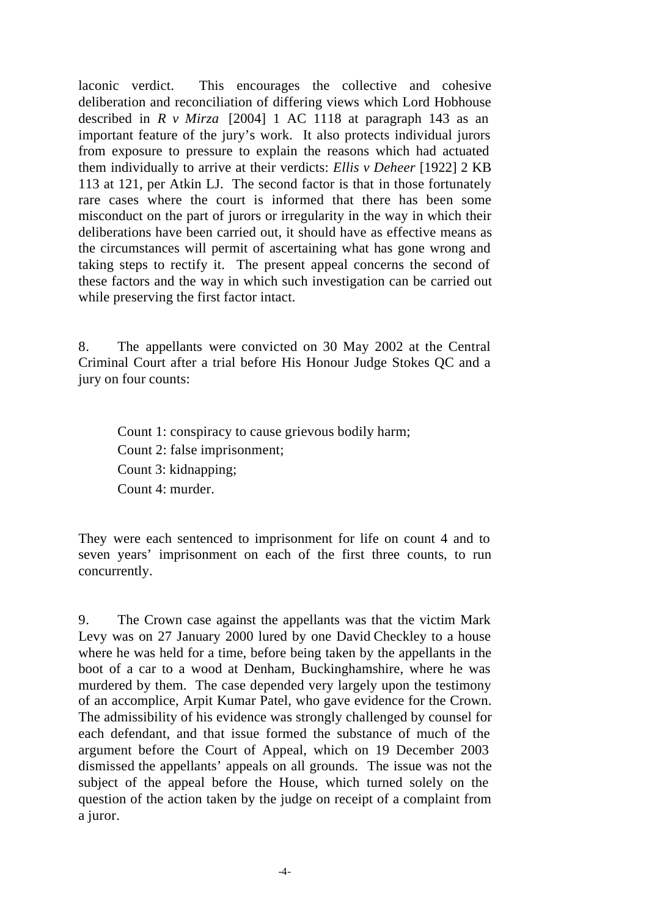laconic verdict. This encourages the collective and cohesive deliberation and reconciliation of differing views which Lord Hobhouse described in *R v Mirza* [2004] 1 AC 1118 at paragraph 143 as an important feature of the jury's work. It also protects individual jurors from exposure to pressure to explain the reasons which had actuated them individually to arrive at their verdicts: *Ellis v Deheer* [1922] 2 KB 113 at 121, per Atkin LJ. The second factor is that in those fortunately rare cases where the court is informed that there has been some misconduct on the part of jurors or irregularity in the way in which their deliberations have been carried out, it should have as effective means as the circumstances will permit of ascertaining what has gone wrong and taking steps to rectify it. The present appeal concerns the second of these factors and the way in which such investigation can be carried out while preserving the first factor intact.

8. The appellants were convicted on 30 May 2002 at the Central Criminal Court after a trial before His Honour Judge Stokes QC and a jury on four counts:

Count 1: conspiracy to cause grievous bodily harm;
Count 2: false imprisonment;
Count 3: kidnapping;
Count 4: murder.

They were each sentenced to imprisonment for life on count 4 and to seven years' imprisonment on each of the first three counts, to run concurrently.

9. The Crown case against the appellants was that the victim Mark Levy was on 27 January 2000 lured by one David Checkley to a house where he was held for a time, before being taken by the appellants in the boot of a car to a wood at Denham, Buckinghamshire, where he was murdered by them. The case depended very largely upon the testimony of an accomplice, Arpit Kumar Patel, who gave evidence for the Crown. The admissibility of his evidence was strongly challenged by counsel for each defendant, and that issue formed the substance of much of the argument before the Court of Appeal, which on 19 December 2003 dismissed the appellants' appeals on all grounds. The issue was not the subject of the appeal before the House, which turned solely on the question of the action taken by the judge on receipt of a complaint from a juror.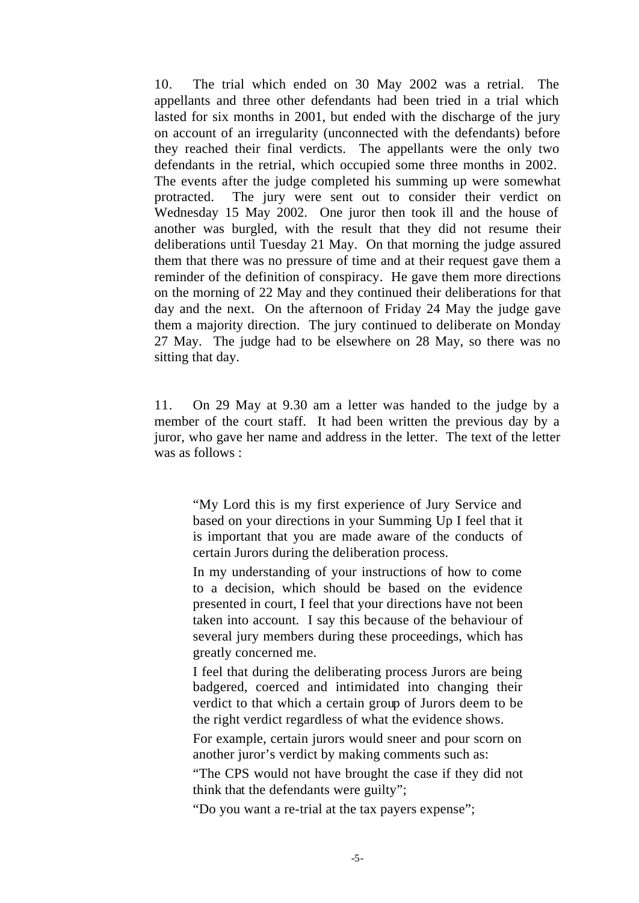10. The trial which ended on 30 May 2002 was a retrial. The appellants and three other defendants had been tried in a trial which lasted for six months in 2001, but ended with the discharge of the jury on account of an irregularity (unconnected with the defendants) before they reached their final verdicts. The appellants were the only two defendants in the retrial, which occupied some three months in 2002. The events after the judge completed his summing up were somewhat protracted. The jury were sent out to consider their verdict on Wednesday 15 May 2002. One juror then took ill and the house of another was burgled, with the result that they did not resume their deliberations until Tuesday 21 May. On that morning the judge assured them that there was no pressure of time and at their request gave them a reminder of the definition of conspiracy. He gave them more directions on the morning of 22 May and they continued their deliberations for that day and the next. On the afternoon of Friday 24 May the judge gave them a majority direction. The jury continued to deliberate on Monday 27 May. The judge had to be elsewhere on 28 May, so there was no sitting that day.

11. On 29 May at 9.30 am a letter was handed to the judge by a member of the court staff. It had been written the previous day by a juror, who gave her name and address in the letter. The text of the letter was as follows :

> "My Lord this is my first experience of Jury Service and based on your directions in your Summing Up I feel that it is important that you are made aware of the conducts of certain Jurors during the deliberation process.
>
> In my understanding of your instructions of how to come to a decision, which should be based on the evidence presented in court, I feel that your directions have not been taken into account. I say this because of the behaviour of several jury members during these proceedings, which has greatly concerned me.
>
> I feel that during the deliberating process Jurors are being badgered, coerced and intimidated into changing their verdict to that which a certain group of Jurors deem to be the right verdict regardless of what the evidence shows.
>
> For example, certain jurors would sneer and pour scorn on another juror's verdict by making comments such as:
>
> "The CPS would not have brought the case if they did not think that the defendants were guilty";
>
> "Do you want a re-trial at the tax payers expense";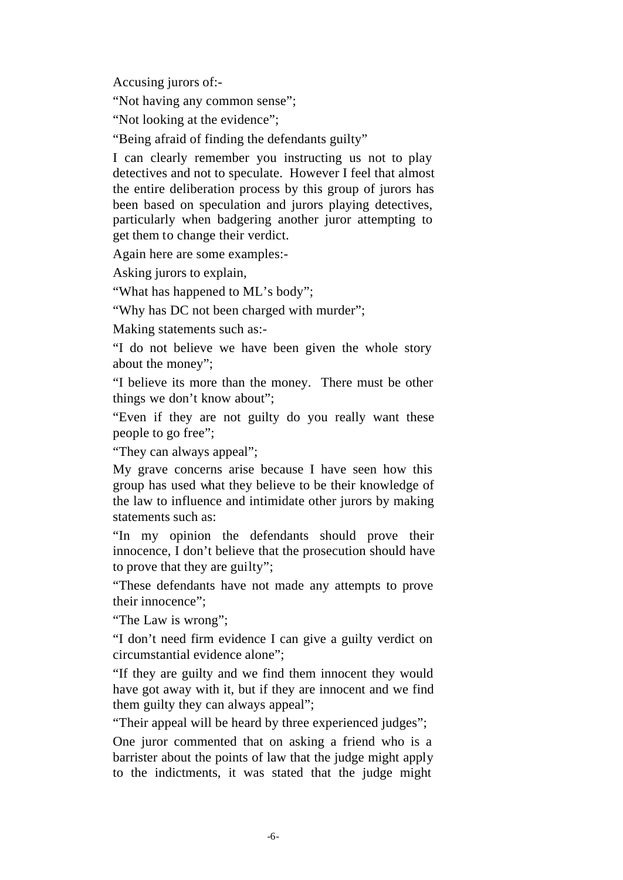Accusing jurors of:-

"Not having any common sense";

"Not looking at the evidence";

"Being afraid of finding the defendants guilty"

I can clearly remember you instructing us not to play detectives and not to speculate. However I feel that almost the entire deliberation process by this group of jurors has been based on speculation and jurors playing detectives, particularly when badgering another juror attempting to get them to change their verdict.

Again here are some examples:-

Asking jurors to explain,

"What has happened to ML's body";

"Why has DC not been charged with murder";

Making statements such as:-

"I do not believe we have been given the whole story about the money";

"I believe its more than the money. There must be other things we don't know about";

"Even if they are not guilty do you really want these people to go free";

"They can always appeal";

My grave concerns arise because I have seen how this group has used what they believe to be their knowledge of the law to influence and intimidate other jurors by making statements such as:

"In my opinion the defendants should prove their innocence, I don't believe that the prosecution should have to prove that they are guilty";

"These defendants have not made any attempts to prove their innocence";

"The Law is wrong";

"I don't need firm evidence I can give a guilty verdict on circumstantial evidence alone";

"If they are guilty and we find them innocent they would have got away with it, but if they are innocent and we find them guilty they can always appeal";

"Their appeal will be heard by three experienced judges";

One juror commented that on asking a friend who is a barrister about the points of law that the judge might apply to the indictments, it was stated that the judge might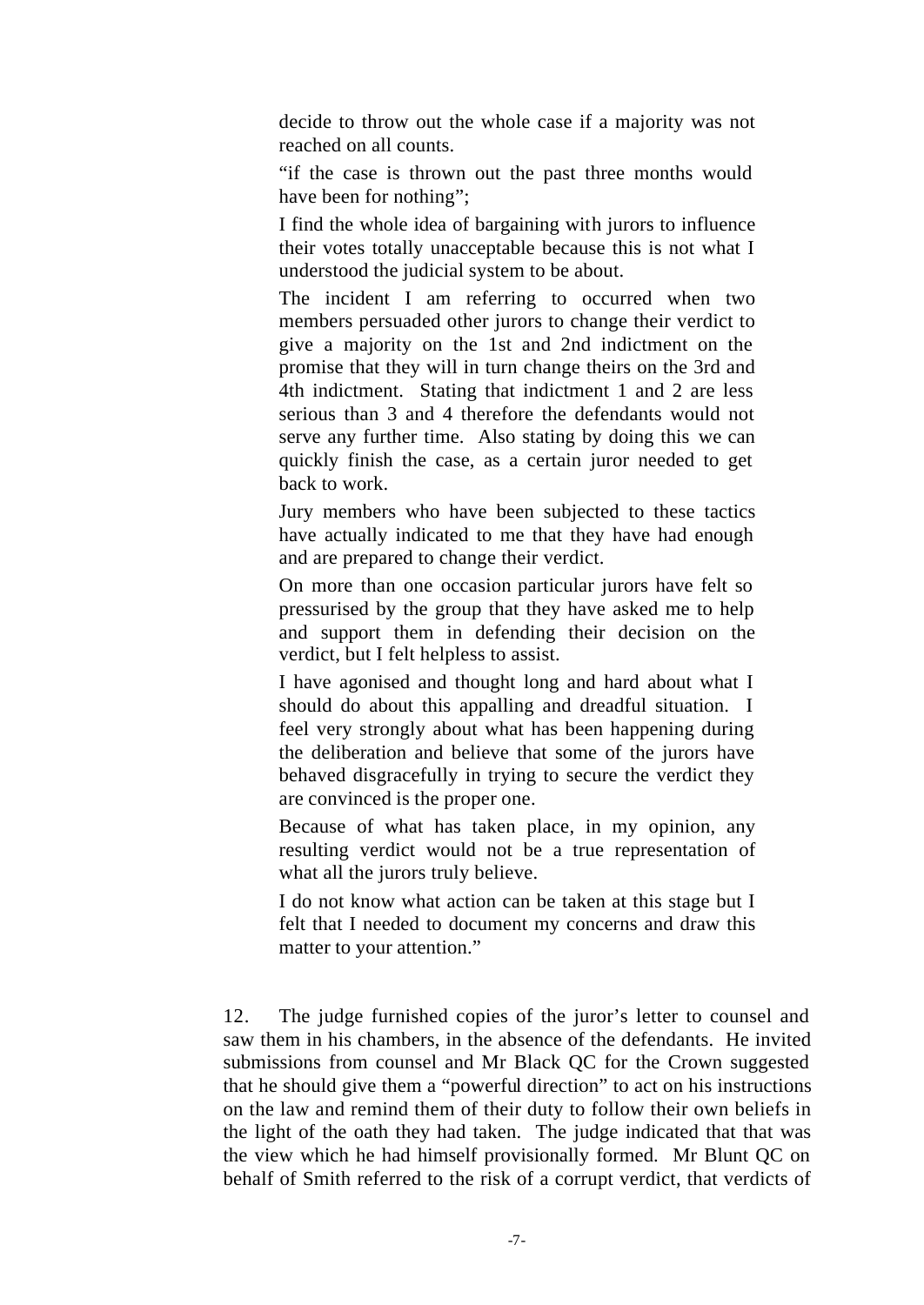> decide to throw out the whole case if a majority was not reached on all counts.
>
> "if the case is thrown out the past three months would have been for nothing";
>
> I find the whole idea of bargaining with jurors to influence their votes totally unacceptable because this is not what I understood the judicial system to be about.
>
> The incident I am referring to occurred when two members persuaded other jurors to change their verdict to give a majority on the 1st and 2nd indictment on the promise that they will in turn change theirs on the 3rd and 4th indictment. Stating that indictment 1 and 2 are less serious than 3 and 4 therefore the defendants would not serve any further time. Also stating by doing this we can quickly finish the case, as a certain juror needed to get back to work.
>
> Jury members who have been subjected to these tactics have actually indicated to me that they have had enough and are prepared to change their verdict.
>
> On more than one occasion particular jurors have felt so pressurised by the group that they have asked me to help and support them in defending their decision on the verdict, but I felt helpless to assist.
>
> I have agonised and thought long and hard about what I should do about this appalling and dreadful situation. I feel very strongly about what has been happening during the deliberation and believe that some of the jurors have behaved disgracefully in trying to secure the verdict they are convinced is the proper one.
>
> Because of what has taken place, in my opinion, any resulting verdict would not be a true representation of what all the jurors truly believe.
>
> I do not know what action can be taken at this stage but I felt that I needed to document my concerns and draw this matter to your attention."

12. The judge furnished copies of the juror's letter to counsel and saw them in his chambers, in the absence of the defendants. He invited submissions from counsel and Mr Black QC for the Crown suggested that he should give them a "powerful direction" to act on his instructions on the law and remind them of their duty to follow their own beliefs in the light of the oath they had taken. The judge indicated that that was the view which he had himself provisionally formed. Mr Blunt QC on behalf of Smith referred to the risk of a corrupt verdict, that verdicts of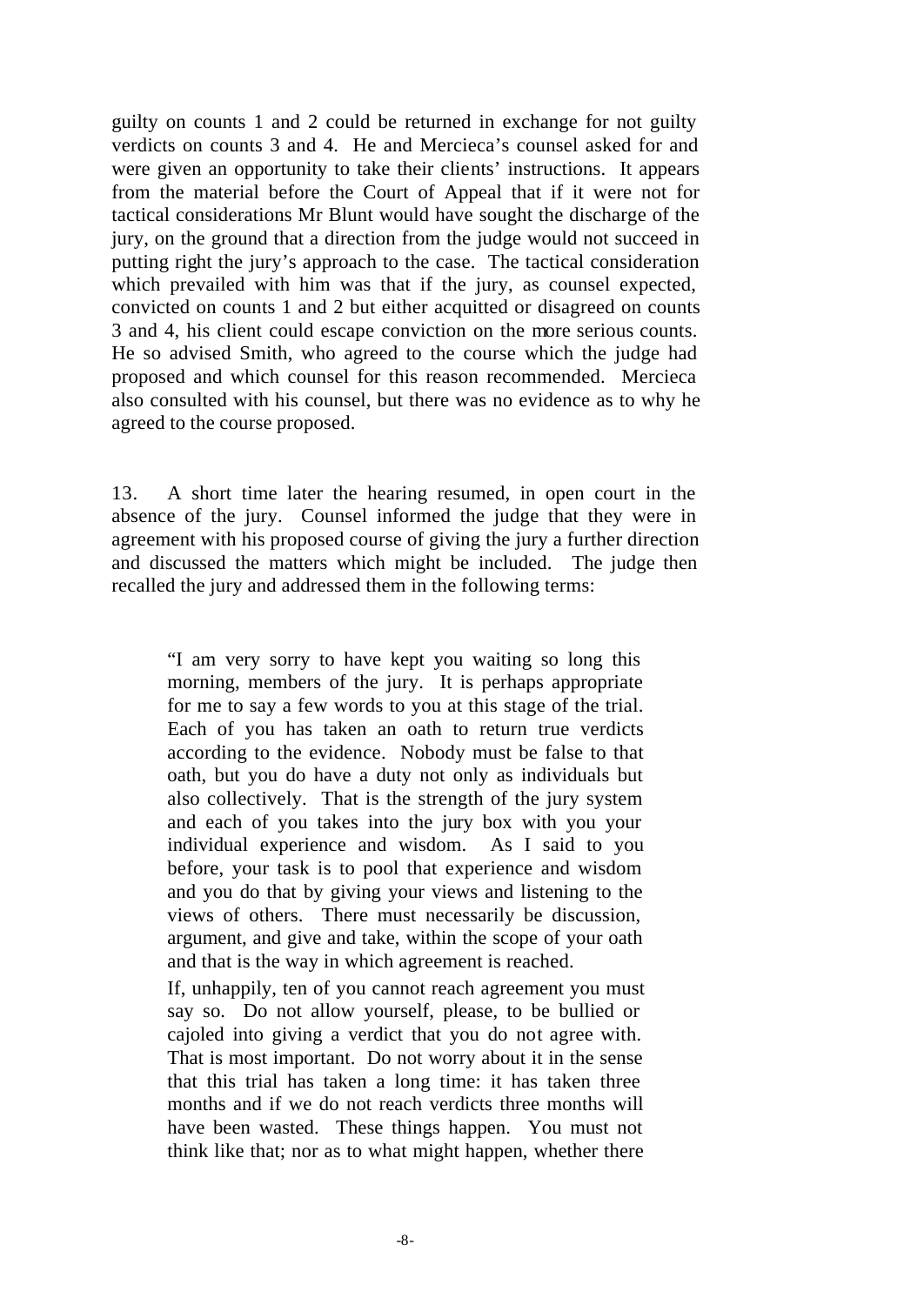guilty on counts 1 and 2 could be returned in exchange for not guilty verdicts on counts 3 and 4. He and Mercieca's counsel asked for and were given an opportunity to take their clients' instructions. It appears from the material before the Court of Appeal that if it were not for tactical considerations Mr Blunt would have sought the discharge of the jury, on the ground that a direction from the judge would not succeed in putting right the jury's approach to the case. The tactical consideration which prevailed with him was that if the jury, as counsel expected, convicted on counts 1 and 2 but either acquitted or disagreed on counts 3 and 4, his client could escape conviction on the more serious counts. He so advised Smith, who agreed to the course which the judge had proposed and which counsel for this reason recommended. Mercieca also consulted with his counsel, but there was no evidence as to why he agreed to the course proposed.

13. A short time later the hearing resumed, in open court in the absence of the jury. Counsel informed the judge that they were in agreement with his proposed course of giving the jury a further direction and discussed the matters which might be included. The judge then recalled the jury and addressed them in the following terms:

> "I am very sorry to have kept you waiting so long this morning, members of the jury. It is perhaps appropriate for me to say a few words to you at this stage of the trial. Each of you has taken an oath to return true verdicts according to the evidence. Nobody must be false to that oath, but you do have a duty not only as individuals but also collectively. That is the strength of the jury system and each of you takes into the jury box with you your individual experience and wisdom. As I said to you before, your task is to pool that experience and wisdom and you do that by giving your views and listening to the views of others. There must necessarily be discussion, argument, and give and take, within the scope of your oath and that is the way in which agreement is reached.
>
> If, unhappily, ten of you cannot reach agreement you must say so. Do not allow yourself, please, to be bullied or cajoled into giving a verdict that you do not agree with. That is most important. Do not worry about it in the sense that this trial has taken a long time: it has taken three months and if we do not reach verdicts three months will have been wasted. These things happen. You must not think like that; nor as to what might happen, whether there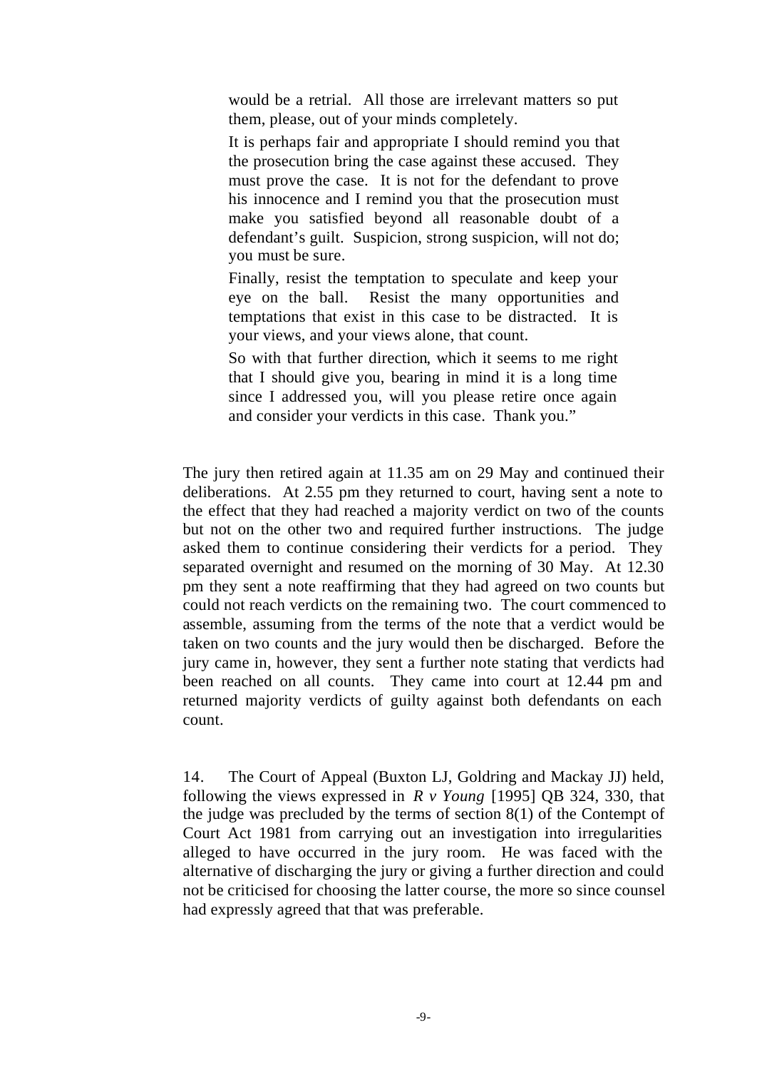> would be a retrial. All those are irrelevant matters so put them, please, out of your minds completely.
>
> It is perhaps fair and appropriate I should remind you that the prosecution bring the case against these accused. They must prove the case. It is not for the defendant to prove his innocence and I remind you that the prosecution must make you satisfied beyond all reasonable doubt of a defendant's guilt. Suspicion, strong suspicion, will not do; you must be sure.
>
> Finally, resist the temptation to speculate and keep your eye on the ball. Resist the many opportunities and temptations that exist in this case to be distracted. It is your views, and your views alone, that count.
>
> So with that further direction, which it seems to me right that I should give you, bearing in mind it is a long time since I addressed you, will you please retire once again and consider your verdicts in this case. Thank you."

The jury then retired again at 11.35 am on 29 May and continued their deliberations. At 2.55 pm they returned to court, having sent a note to the effect that they had reached a majority verdict on two of the counts but not on the other two and required further instructions. The judge asked them to continue considering their verdicts for a period. They separated overnight and resumed on the morning of 30 May. At 12.30 pm they sent a note reaffirming that they had agreed on two counts but could not reach verdicts on the remaining two. The court commenced to assemble, assuming from the terms of the note that a verdict would be taken on two counts and the jury would then be discharged. Before the jury came in, however, they sent a further note stating that verdicts had been reached on all counts. They came into court at 12.44 pm and returned majority verdicts of guilty against both defendants on each count.

14. The Court of Appeal (Buxton LJ, Goldring and Mackay JJ) held, following the views expressed in *R v Young* [1995] QB 324, 330, that the judge was precluded by the terms of section 8(1) of the Contempt of Court Act 1981 from carrying out an investigation into irregularities alleged to have occurred in the jury room. He was faced with the alternative of discharging the jury or giving a further direction and could not be criticised for choosing the latter course, the more so since counsel had expressly agreed that that was preferable.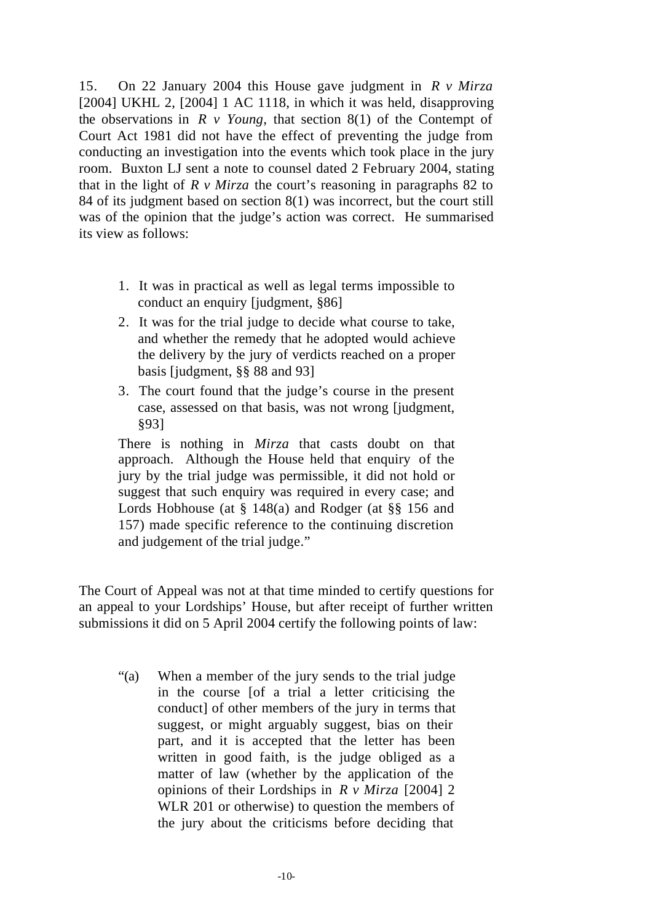15. On 22 January 2004 this House gave judgment in *R v Mirza* [2004] UKHL 2, [2004] 1 AC 1118, in which it was held, disapproving the observations in *R v Young,* that section 8(1) of the Contempt of Court Act 1981 did not have the effect of preventing the judge from conducting an investigation into the events which took place in the jury room. Buxton LJ sent a note to counsel dated 2 February 2004, stating that in the light of *R v Mirza* the court's reasoning in paragraphs 82 to 84 of its judgment based on section 8(1) was incorrect, but the court still was of the opinion that the judge's action was correct. He summarised its view as follows:

> 1. It was in practical as well as legal terms impossible to conduct an enquiry [judgment, §86]
> 2. It was for the trial judge to decide what course to take, and whether the remedy that he adopted would achieve the delivery by the jury of verdicts reached on a proper basis [judgment, §§ 88 and 93]
> 3. The court found that the judge's course in the present case, assessed on that basis, was not wrong [judgment, §93]
>
> There is nothing in *Mirza* that casts doubt on that approach. Although the House held that enquiry of the jury by the trial judge was permissible, it did not hold or suggest that such enquiry was required in every case; and Lords Hobhouse (at § 148(a) and Rodger (at §§ 156 and 157) made specific reference to the continuing discretion and judgement of the trial judge."

The Court of Appeal was not at that time minded to certify questions for an appeal to your Lordships' House, but after receipt of further written submissions it did on 5 April 2004 certify the following points of law:

> "(a) When a member of the jury sends to the trial judge in the course [of a trial a letter criticising the conduct] of other members of the jury in terms that suggest, or might arguably suggest, bias on their part, and it is accepted that the letter has been written in good faith, is the judge obliged as a matter of law (whether by the application of the opinions of their Lordships in *R v Mirza* [2004] 2 WLR 201 or otherwise) to question the members of the jury about the criticisms before deciding that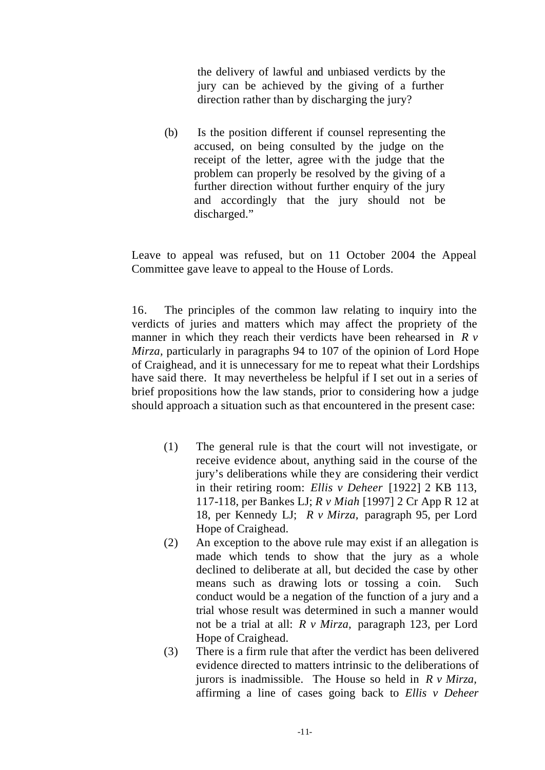the delivery of lawful and unbiased verdicts by the jury can be achieved by the giving of a further direction rather than by discharging the jury?

(b) Is the position different if counsel representing the accused, on being consulted by the judge on the receipt of the letter, agree with the judge that the problem can properly be resolved by the giving of a further direction without further enquiry of the jury and accordingly that the jury should not be discharged."

Leave to appeal was refused, but on 11 October 2004 the Appeal Committee gave leave to appeal to the House of Lords.

16. The principles of the common law relating to inquiry into the verdicts of juries and matters which may affect the propriety of the manner in which they reach their verdicts have been rehearsed in *R v Mirza,* particularly in paragraphs 94 to 107 of the opinion of Lord Hope of Craighead, and it is unnecessary for me to repeat what their Lordships have said there. It may nevertheless be helpful if I set out in a series of brief propositions how the law stands, prior to considering how a judge should approach a situation such as that encountered in the present case:

(1) The general rule is that the court will not investigate, or receive evidence about, anything said in the course of the jury's deliberations while they are considering their verdict in their retiring room: *Ellis v Deheer* [1922] 2 KB 113, 117-118, per Bankes LJ; *R v Miah* [1997] 2 Cr App R 12 at 18, per Kennedy LJ; *R v Mirza,* paragraph 95, per Lord Hope of Craighead.

(2) An exception to the above rule may exist if an allegation is made which tends to show that the jury as a whole declined to deliberate at all, but decided the case by other means such as drawing lots or tossing a coin. Such conduct would be a negation of the function of a jury and a trial whose result was determined in such a manner would not be a trial at all: *R v Mirza,* paragraph 123, per Lord Hope of Craighead.

(3) There is a firm rule that after the verdict has been delivered evidence directed to matters intrinsic to the deliberations of jurors is inadmissible. The House so held in *R v Mirza,* affirming a line of cases going back to *Ellis v Deheer*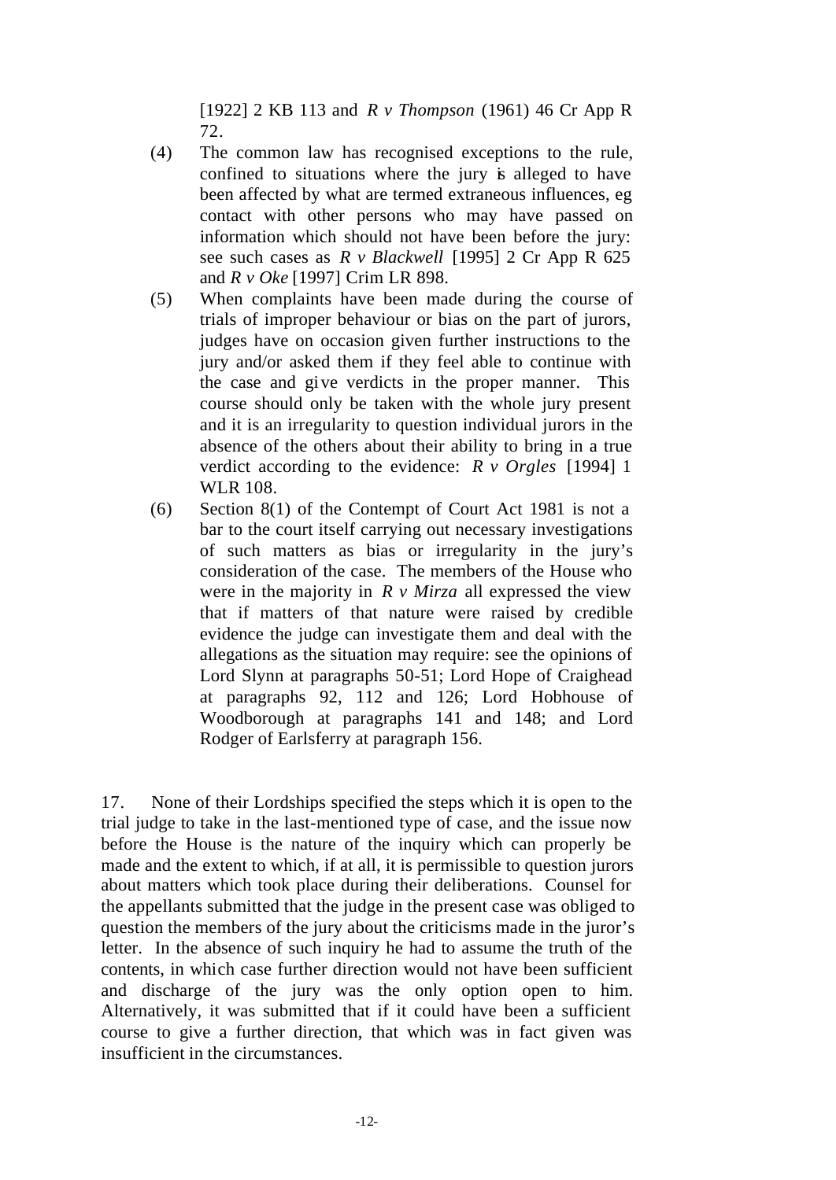[1922] 2 KB 113 and *R v Thompson* (1961) 46 Cr App R 72.

(4) The common law has recognised exceptions to the rule, confined to situations where the jury is alleged to have been affected by what are termed extraneous influences, eg contact with other persons who may have passed on information which should not have been before the jury: see such cases as *R v Blackwell* [1995] 2 Cr App R 625 and *R v Oke* [1997] Crim LR 898.

(5) When complaints have been made during the course of trials of improper behaviour or bias on the part of jurors, judges have on occasion given further instructions to the jury and/or asked them if they feel able to continue with the case and give verdicts in the proper manner. This course should only be taken with the whole jury present and it is an irregularity to question individual jurors in the absence of the others about their ability to bring in a true verdict according to the evidence: *R v Orgles* [1994] 1 WLR 108.

(6) Section 8(1) of the Contempt of Court Act 1981 is not a bar to the court itself carrying out necessary investigations of such matters as bias or irregularity in the jury's consideration of the case. The members of the House who were in the majority in *R v Mirza* all expressed the view that if matters of that nature were raised by credible evidence the judge can investigate them and deal with the allegations as the situation may require: see the opinions of Lord Slynn at paragraphs 50-51; Lord Hope of Craighead at paragraphs 92, 112 and 126; Lord Hobhouse of Woodborough at paragraphs 141 and 148; and Lord Rodger of Earlsferry at paragraph 156.

17. None of their Lordships specified the steps which it is open to the trial judge to take in the last-mentioned type of case, and the issue now before the House is the nature of the inquiry which can properly be made and the extent to which, if at all, it is permissible to question jurors about matters which took place during their deliberations. Counsel for the appellants submitted that the judge in the present case was obliged to question the members of the jury about the criticisms made in the juror's letter. In the absence of such inquiry he had to assume the truth of the contents, in which case further direction would not have been sufficient and discharge of the jury was the only option open to him. Alternatively, it was submitted that if it could have been a sufficient course to give a further direction, that which was in fact given was insufficient in the circumstances.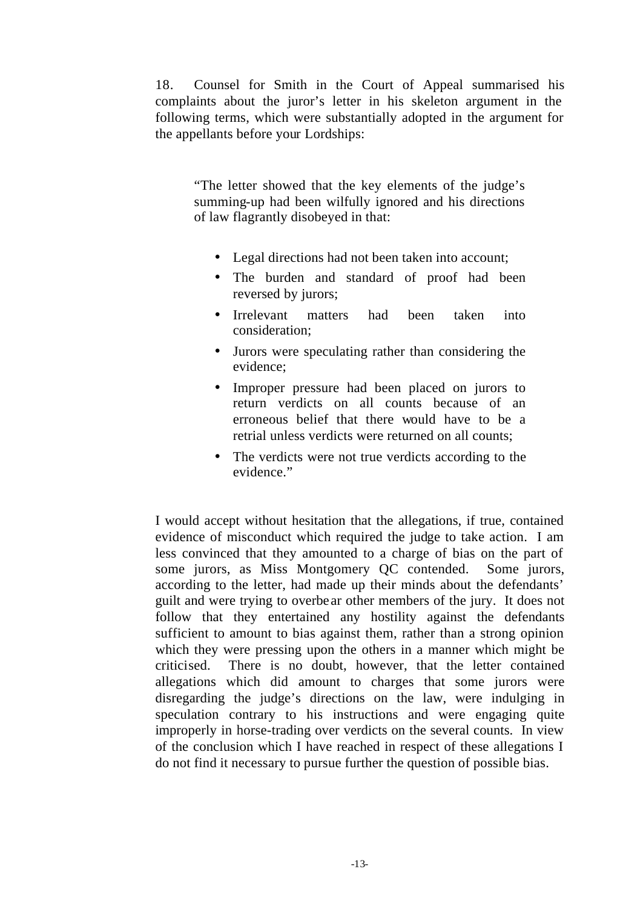18. Counsel for Smith in the Court of Appeal summarised his complaints about the juror's letter in his skeleton argument in the following terms, which were substantially adopted in the argument for the appellants before your Lordships:

> "The letter showed that the key elements of the judge's summing-up had been wilfully ignored and his directions of law flagrantly disobeyed in that:
>
> - Legal directions had not been taken into account;
> - The burden and standard of proof had been reversed by jurors;
> - Irrelevant matters had been taken into consideration;
> - Jurors were speculating rather than considering the evidence;
> - Improper pressure had been placed on jurors to return verdicts on all counts because of an erroneous belief that there would have to be a retrial unless verdicts were returned on all counts;
> - The verdicts were not true verdicts according to the evidence."

I would accept without hesitation that the allegations, if true, contained evidence of misconduct which required the judge to take action. I am less convinced that they amounted to a charge of bias on the part of some jurors, as Miss Montgomery QC contended. Some jurors, according to the letter, had made up their minds about the defendants' guilt and were trying to overbear other members of the jury. It does not follow that they entertained any hostility against the defendants sufficient to amount to bias against them, rather than a strong opinion which they were pressing upon the others in a manner which might be criticised. There is no doubt, however, that the letter contained allegations which did amount to charges that some jurors were disregarding the judge's directions on the law, were indulging in speculation contrary to his instructions and were engaging quite improperly in horse-trading over verdicts on the several counts. In view of the conclusion which I have reached in respect of these allegations I do not find it necessary to pursue further the question of possible bias.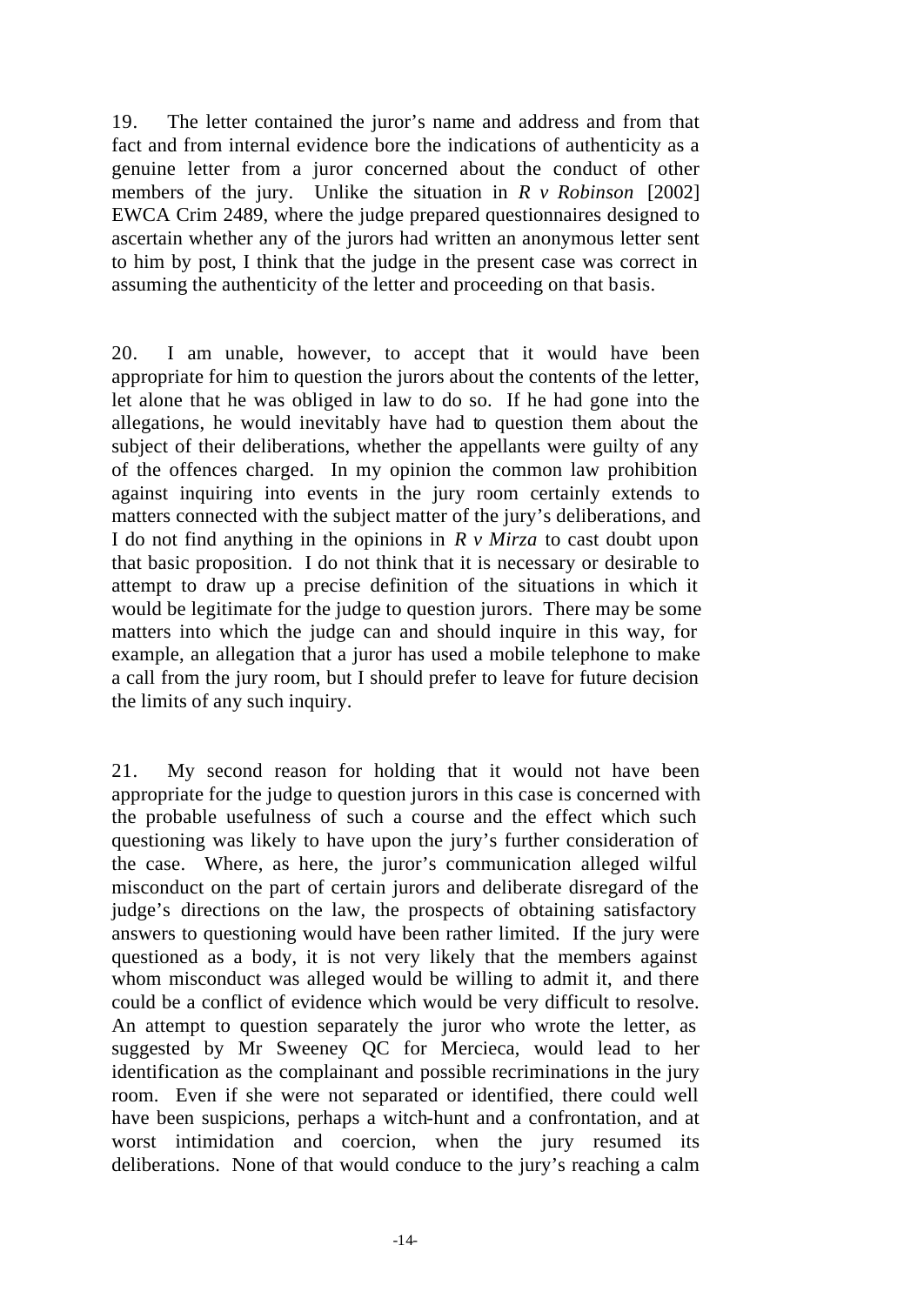19. The letter contained the juror's name and address and from that fact and from internal evidence bore the indications of authenticity as a genuine letter from a juror concerned about the conduct of other members of the jury. Unlike the situation in *R v Robinson* [2002] EWCA Crim 2489, where the judge prepared questionnaires designed to ascertain whether any of the jurors had written an anonymous letter sent to him by post, I think that the judge in the present case was correct in assuming the authenticity of the letter and proceeding on that basis.

20. I am unable, however, to accept that it would have been appropriate for him to question the jurors about the contents of the letter, let alone that he was obliged in law to do so. If he had gone into the allegations, he would inevitably have had to question them about the subject of their deliberations, whether the appellants were guilty of any of the offences charged. In my opinion the common law prohibition against inquiring into events in the jury room certainly extends to matters connected with the subject matter of the jury's deliberations, and I do not find anything in the opinions in *R v Mirza* to cast doubt upon that basic proposition. I do not think that it is necessary or desirable to attempt to draw up a precise definition of the situations in which it would be legitimate for the judge to question jurors. There may be some matters into which the judge can and should inquire in this way, for example, an allegation that a juror has used a mobile telephone to make a call from the jury room, but I should prefer to leave for future decision the limits of any such inquiry.

21. My second reason for holding that it would not have been appropriate for the judge to question jurors in this case is concerned with the probable usefulness of such a course and the effect which such questioning was likely to have upon the jury's further consideration of the case. Where, as here, the juror's communication alleged wilful misconduct on the part of certain jurors and deliberate disregard of the judge's directions on the law, the prospects of obtaining satisfactory answers to questioning would have been rather limited. If the jury were questioned as a body, it is not very likely that the members against whom misconduct was alleged would be willing to admit it, and there could be a conflict of evidence which would be very difficult to resolve. An attempt to question separately the juror who wrote the letter, as suggested by Mr Sweeney QC for Mercieca, would lead to her identification as the complainant and possible recriminations in the jury room. Even if she were not separated or identified, there could well have been suspicions, perhaps a witch-hunt and a confrontation, and at worst intimidation and coercion, when the jury resumed its deliberations. None of that would conduce to the jury's reaching a calm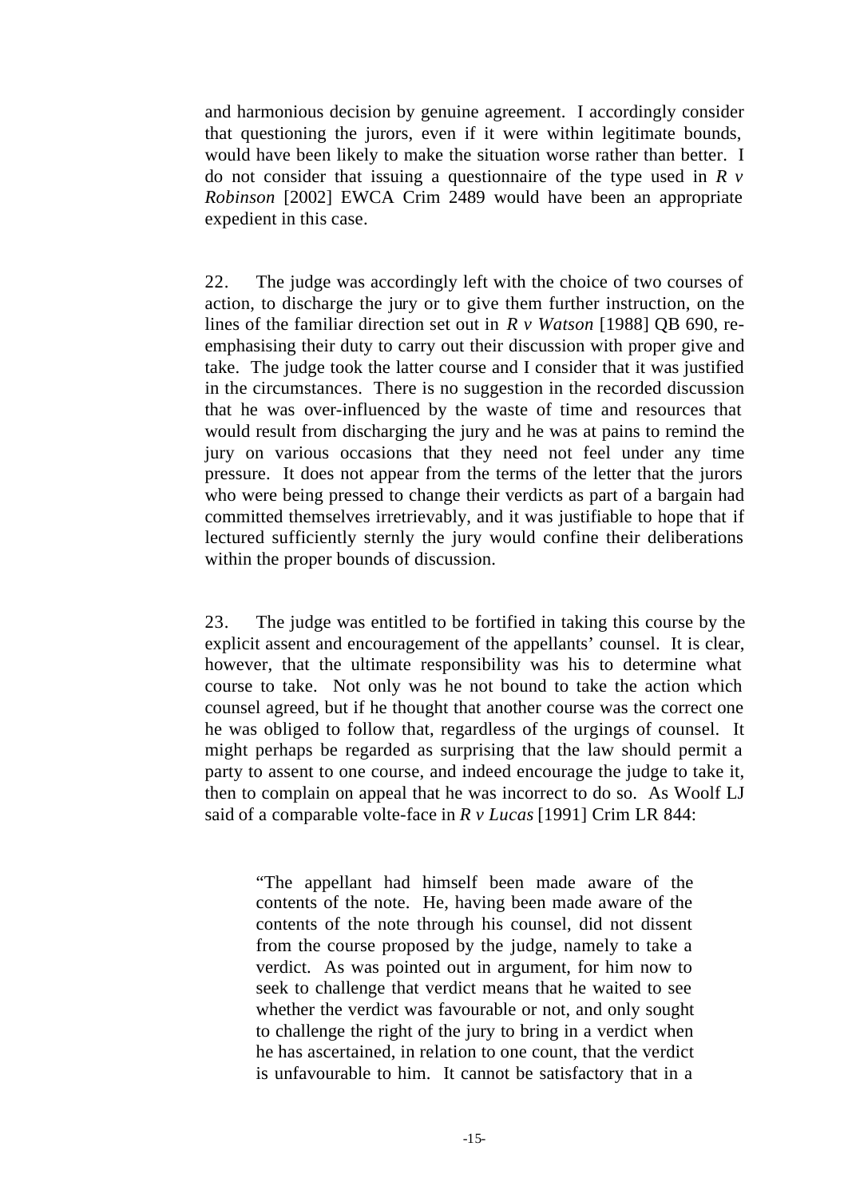and harmonious decision by genuine agreement. I accordingly consider that questioning the jurors, even if it were within legitimate bounds, would have been likely to make the situation worse rather than better. I do not consider that issuing a questionnaire of the type used in *R v Robinson* [2002] EWCA Crim 2489 would have been an appropriate expedient in this case.

22. The judge was accordingly left with the choice of two courses of action, to discharge the jury or to give them further instruction, on the lines of the familiar direction set out in *R v Watson* [1988] QB 690, re-emphasising their duty to carry out their discussion with proper give and take. The judge took the latter course and I consider that it was justified in the circumstances. There is no suggestion in the recorded discussion that he was over-influenced by the waste of time and resources that would result from discharging the jury and he was at pains to remind the jury on various occasions that they need not feel under any time pressure. It does not appear from the terms of the letter that the jurors who were being pressed to change their verdicts as part of a bargain had committed themselves irretrievably, and it was justifiable to hope that if lectured sufficiently sternly the jury would confine their deliberations within the proper bounds of discussion.

23. The judge was entitled to be fortified in taking this course by the explicit assent and encouragement of the appellants' counsel. It is clear, however, that the ultimate responsibility was his to determine what course to take. Not only was he not bound to take the action which counsel agreed, but if he thought that another course was the correct one he was obliged to follow that, regardless of the urgings of counsel. It might perhaps be regarded as surprising that the law should permit a party to assent to one course, and indeed encourage the judge to take it, then to complain on appeal that he was incorrect to do so. As Woolf LJ said of a comparable volte-face in *R v Lucas* [1991] Crim LR 844:

> "The appellant had himself been made aware of the contents of the note. He, having been made aware of the contents of the note through his counsel, did not dissent from the course proposed by the judge, namely to take a verdict. As was pointed out in argument, for him now to seek to challenge that verdict means that he waited to see whether the verdict was favourable or not, and only sought to challenge the right of the jury to bring in a verdict when he has ascertained, in relation to one count, that the verdict is unfavourable to him. It cannot be satisfactory that in a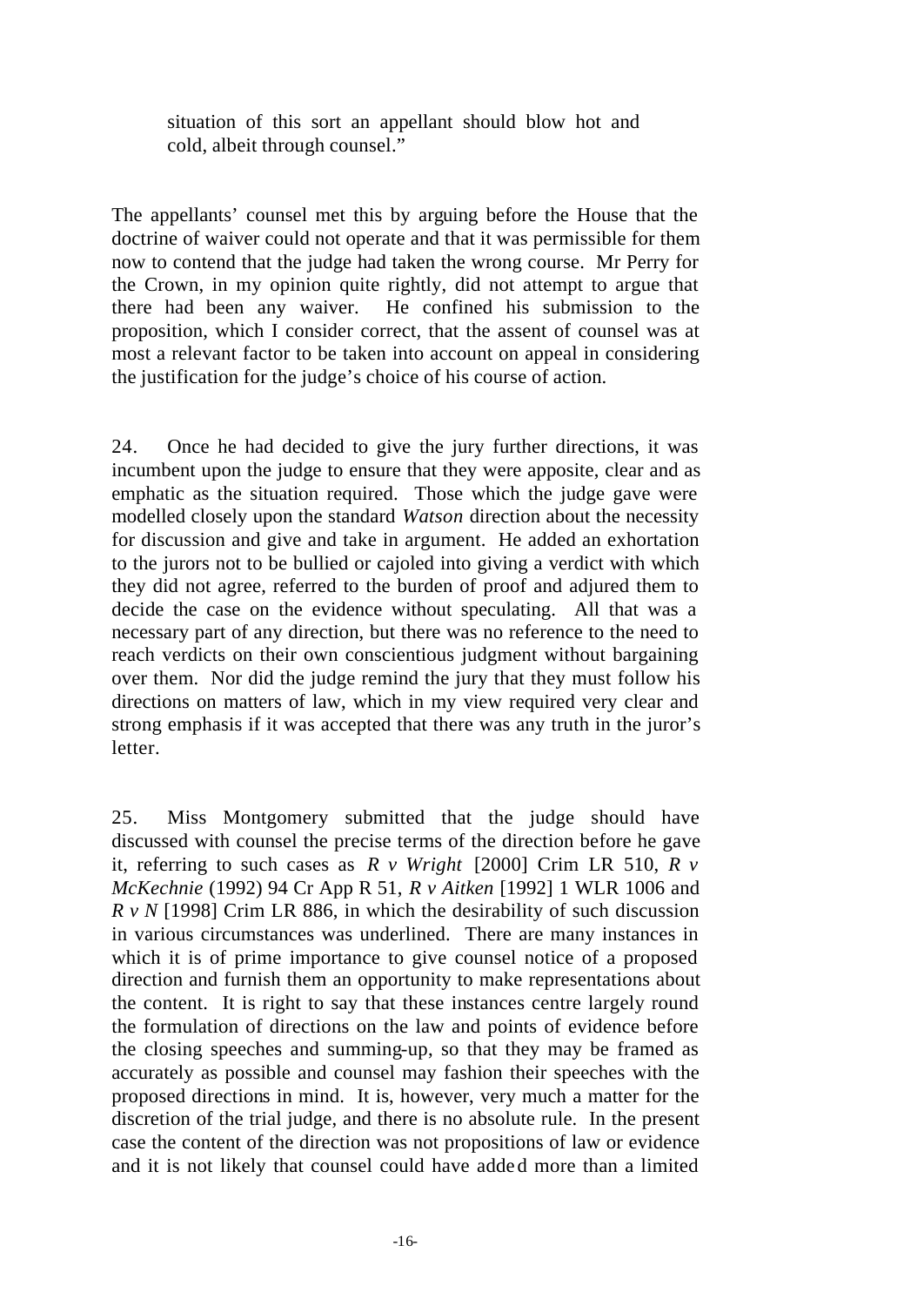> situation of this sort an appellant should blow hot and cold, albeit through counsel."

The appellants' counsel met this by arguing before the House that the doctrine of waiver could not operate and that it was permissible for them now to contend that the judge had taken the wrong course. Mr Perry for the Crown, in my opinion quite rightly, did not attempt to argue that there had been any waiver. He confined his submission to the proposition, which I consider correct, that the assent of counsel was at most a relevant factor to be taken into account on appeal in considering the justification for the judge's choice of his course of action.

24. Once he had decided to give the jury further directions, it was incumbent upon the judge to ensure that they were apposite, clear and as emphatic as the situation required. Those which the judge gave were modelled closely upon the standard *Watson* direction about the necessity for discussion and give and take in argument. He added an exhortation to the jurors not to be bullied or cajoled into giving a verdict with which they did not agree, referred to the burden of proof and adjured them to decide the case on the evidence without speculating. All that was a necessary part of any direction, but there was no reference to the need to reach verdicts on their own conscientious judgment without bargaining over them. Nor did the judge remind the jury that they must follow his directions on matters of law, which in my view required very clear and strong emphasis if it was accepted that there was any truth in the juror's letter.

25. Miss Montgomery submitted that the judge should have discussed with counsel the precise terms of the direction before he gave it, referring to such cases as *R v Wright* [2000] Crim LR 510, *R v McKechnie* (1992) 94 Cr App R 51, *R v Aitken* [1992] 1 WLR 1006 and *R v N* [1998] Crim LR 886, in which the desirability of such discussion in various circumstances was underlined. There are many instances in which it is of prime importance to give counsel notice of a proposed direction and furnish them an opportunity to make representations about the content. It is right to say that these instances centre largely round the formulation of directions on the law and points of evidence before the closing speeches and summing-up, so that they may be framed as accurately as possible and counsel may fashion their speeches with the proposed directions in mind. It is, however, very much a matter for the discretion of the trial judge, and there is no absolute rule. In the present case the content of the direction was not propositions of law or evidence and it is not likely that counsel could have added more than a limited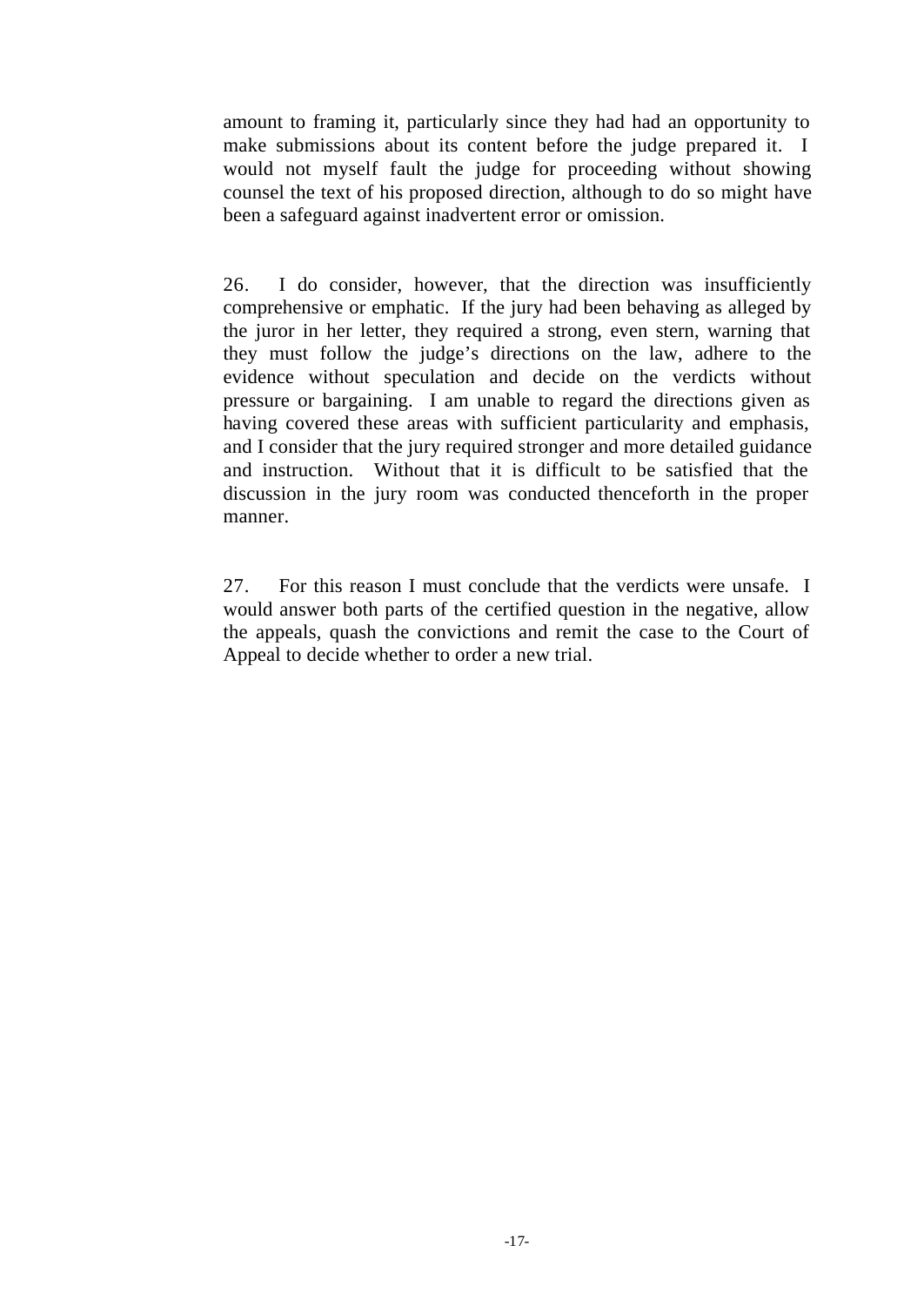amount to framing it, particularly since they had had an opportunity to make submissions about its content before the judge prepared it. I would not myself fault the judge for proceeding without showing counsel the text of his proposed direction, although to do so might have been a safeguard against inadvertent error or omission.

26. I do consider, however, that the direction was insufficiently comprehensive or emphatic. If the jury had been behaving as alleged by the juror in her letter, they required a strong, even stern, warning that they must follow the judge's directions on the law, adhere to the evidence without speculation and decide on the verdicts without pressure or bargaining. I am unable to regard the directions given as having covered these areas with sufficient particularity and emphasis, and I consider that the jury required stronger and more detailed guidance and instruction. Without that it is difficult to be satisfied that the discussion in the jury room was conducted thenceforth in the proper manner.

27. For this reason I must conclude that the verdicts were unsafe. I would answer both parts of the certified question in the negative, allow the appeals, quash the convictions and remit the case to the Court of Appeal to decide whether to order a new trial.